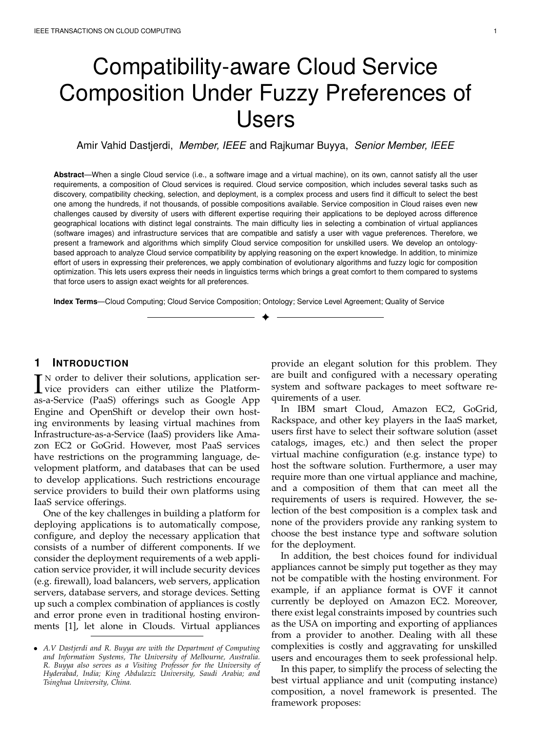# Compatibility-aware Cloud Service Composition Under Fuzzy Preferences of Users

Amir Vahid Dastjerdi, *Member, IEEE* and Rajkumar Buyya, *Senior Member, IEEE*

**Abstract**—When a single Cloud service (i.e., a software image and a virtual machine), on its own, cannot satisfy all the user requirements, a composition of Cloud services is required. Cloud service composition, which includes several tasks such as discovery, compatibility checking, selection, and deployment, is a complex process and users find it difficult to select the best one among the hundreds, if not thousands, of possible compositions available. Service composition in Cloud raises even new challenges caused by diversity of users with different expertise requiring their applications to be deployed across difference geographical locations with distinct legal constraints. The main difficulty lies in selecting a combination of virtual appliances (software images) and infrastructure services that are compatible and satisfy a user with vague preferences. Therefore, we present a framework and algorithms which simplify Cloud service composition for unskilled users. We develop an ontology-based approach to analyze Cloud service compatibility by applying reasoning on the expert knowledge. In addition, to minimize effort of users in expressing their preferences, we apply combination of evolutionary algorithms and fuzzy logic for composition optimization. This lets users express their needs in linguistics terms which brings a great comfort to them compared to systems that force users to assign exact weights for all preferences.

**Index Terms**—Cloud Computing; Cloud Service Composition; Ontology; Service Level Agreement; Quality of Service

## 1 Introduction

In order to deliver their solutions, application service providers can either utilize the Platform-as-a-Service (PaaS) offerings such as Google App Engine and OpenShift or develop their own hosting environments by leasing virtual machines from Infrastructure-as-a-Service (IaaS) providers like Amazon EC2 or GoGrid. However, most PaaS services have restrictions on the programming language, development platform, and databases that can be used to develop applications. Such restrictions encourage service providers to build their own platforms using IaaS service offerings.

One of the key challenges in building a platform for deploying applications is to automatically compose, configure, and deploy the necessary application that consists of a number of different components. If we consider the deployment requirements of a web application service provider, it will include security devices (e.g. firewall), load balancers, web servers, application servers, database servers, and storage devices. Setting up such a complex combination of appliances is costly and error prone even in traditional hosting environments [1], let alone in Clouds. Virtual appliances provide an elegant solution for this problem. They are built and configured with a necessary operating system and software packages to meet software requirements of a user.

In IBM smart Cloud, Amazon EC2, GoGrid, Rackspace, and other key players in the IaaS market, users first have to select their software solution (asset catalogs, images, etc.) and then select the proper virtual machine configuration (e.g. instance type) to host the software solution. Furthermore, a user may require more than one virtual appliance and machine, and a composition of them that can meet all the requirements of users is required. However, the selection of the best composition is a complex task and none of the providers provide any ranking system to choose the best instance type and software solution for the deployment.

In addition, the best choices found for individual appliances cannot be simply put together as they may not be compatible with the hosting environment. For example, if an appliance format is OVF it cannot currently be deployed on Amazon EC2. Moreover, there exist legal constraints imposed by countries such as the USA on importing and exporting of appliances from a provider to another. Dealing with all these complexities is costly and aggravating for unskilled users and encourages them to seek professional help.

In this paper, to simplify the process of selecting the best virtual appliance and unit (computing instance) composition, a novel framework is presented. The framework proposes:

- *A.V Dastjerdi and R. Buyya are with the Department of Computing and Information Systems, The University of Melbourne, Australia. R. Buyya also serves as a Visiting Professor for the University of Hyderabad, India; King Abdulaziz University, Saudi Arabia; and Tsinghua University, China.*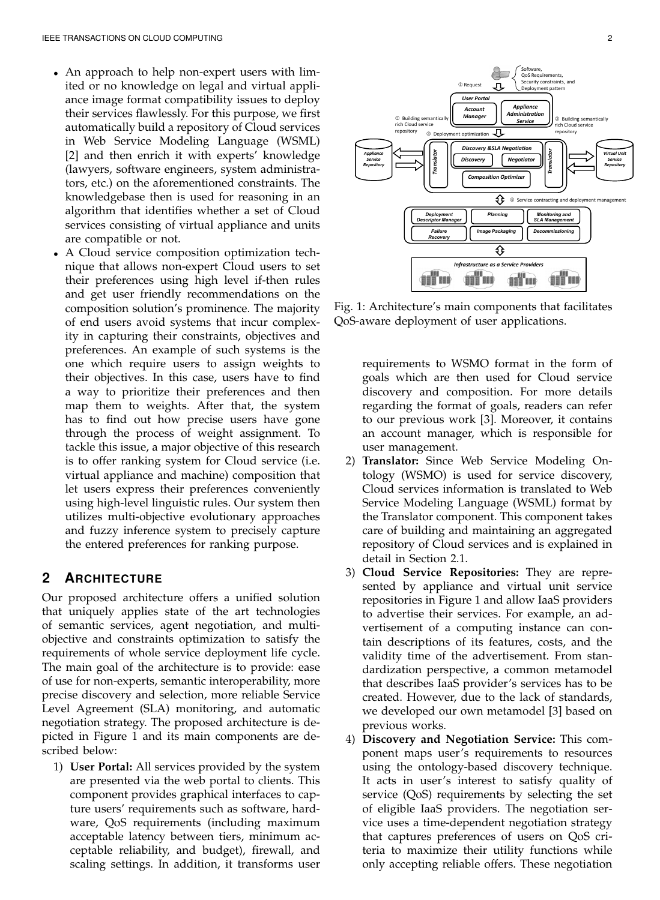- An approach to help non-expert users with limited or no knowledge on legal and virtual appliance image format compatibility issues to deploy their services flawlessly. For this purpose, we first automatically build a repository of Cloud services in Web Service Modeling Language (WSML) [2] and then enrich it with experts' knowledge (lawyers, software engineers, system administrators, etc.) on the aforementioned constraints. The knowledgebase then is used for reasoning in an algorithm that identifies whether a set of Cloud services consisting of virtual appliance and units are compatible or not.
- A Cloud service composition optimization technique that allows non-expert Cloud users to set their preferences using high level if-then rules and get user friendly recommendations on the composition solution's prominence. The majority of end users avoid systems that incur complexity in capturing their constraints, objectives and preferences. An example of such systems is the one which require users to assign weights to their objectives. In this case, users have to find a way to prioritize their preferences and then map them to weights. After that, the system has to find out how precise users have gone through the process of weight assignment. To tackle this issue, a major objective of this research is to offer ranking system for Cloud service (i.e. virtual appliance and machine) composition that let users express their preferences conveniently using high-level linguistic rules. Our system then utilizes multi-objective evolutionary approaches and fuzzy inference system to precisely capture the entered preferences for ranking purpose.

## 2 Architecture

Our proposed architecture offers a unified solution that uniquely applies state of the art technologies of semantic services, agent negotiation, and multi-objective and constraints optimization to satisfy the requirements of whole service deployment life cycle. The main goal of the architecture is to provide: ease of use for non-experts, semantic interoperability, more precise discovery and selection, more reliable Service Level Agreement (SLA) monitoring, and automatic negotiation strategy. The proposed architecture is depicted in Figure 1 and its main components are described below:

Fig. 1: Architecture's main components that facilitates QoS-aware deployment of user applications.

1) **User Portal:** All services provided by the system are presented via the web portal to clients. This component provides graphical interfaces to capture users' requirements such as software, hardware, QoS requirements (including maximum acceptable latency between tiers, minimum acceptable reliability, and budget), firewall, and scaling settings. In addition, it transforms user requirements to WSMO format in the form of goals which are then used for Cloud service discovery and composition. For more details regarding the format of goals, readers can refer to our previous work [3]. Moreover, it contains an account manager, which is responsible for user management.
2) **Translator:** Since Web Service Modeling Ontology (WSMO) is used for service discovery, Cloud services information is translated to Web Service Modeling Language (WSML) format by the Translator component. This component takes care of building and maintaining an aggregated repository of Cloud services and is explained in detail in Section 2.1.
3) **Cloud Service Repositories:** They are represented by appliance and virtual unit service repositories in Figure 1 and allow IaaS providers to advertise their services. For example, an advertisement of a computing instance can contain descriptions of its features, costs, and the validity time of the advertisement. From standardization perspective, a common metamodel that describes IaaS provider's services has to be created. However, due to the lack of standards, we developed our own metamodel [3] based on previous works.
4) **Discovery and Negotiation Service:** This component maps user's requirements to resources using the ontology-based discovery technique. It acts in user's interest to satisfy quality of service (QoS) requirements by selecting the set of eligible IaaS providers. The negotiation service uses a time-dependent negotiation strategy that captures preferences of users on QoS criteria to maximize their utility functions while only accepting reliable offers. These negotiation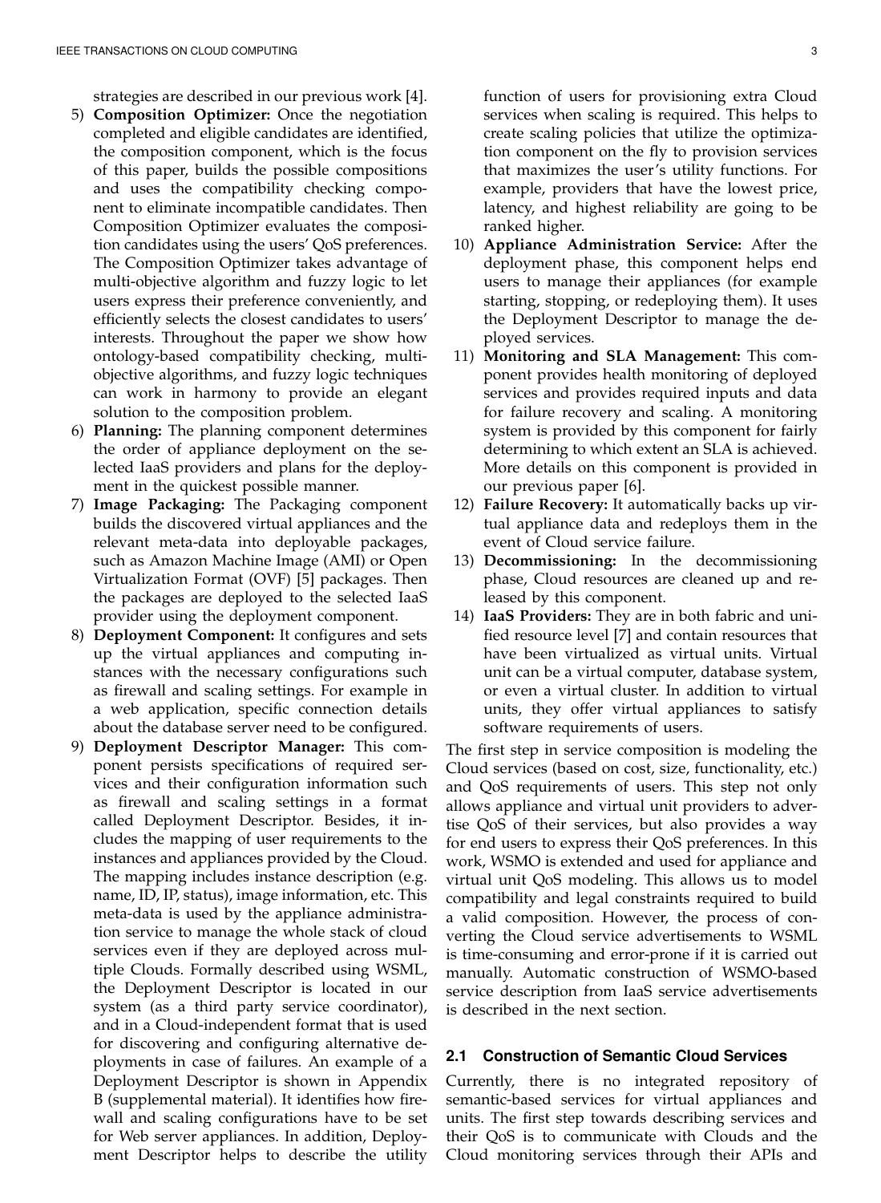strategies are described in our previous work [4].

5) **Composition Optimizer:** Once the negotiation completed and eligible candidates are identified, the composition component, which is the focus of this paper, builds the possible compositions and uses the compatibility checking component to eliminate incompatible candidates. Then Composition Optimizer evaluates the composition candidates using the users' QoS preferences. The Composition Optimizer takes advantage of multi-objective algorithm and fuzzy logic to let users express their preference conveniently, and efficiently selects the closest candidates to users' interests. Throughout the paper we show how ontology-based compatibility checking, multi-objective algorithms, and fuzzy logic techniques can work in harmony to provide an elegant solution to the composition problem.
6) **Planning:** The planning component determines the order of appliance deployment on the selected IaaS providers and plans for the deployment in the quickest possible manner.
7) **Image Packaging:** The Packaging component builds the discovered virtual appliances and the relevant meta-data into deployable packages, such as Amazon Machine Image (AMI) or Open Virtualization Format (OVF) [5] packages. Then the packages are deployed to the selected IaaS provider using the deployment component.
8) **Deployment Component:** It configures and sets up the virtual appliances and computing instances with the necessary configurations such as firewall and scaling settings. For example in a web application, specific connection details about the database server need to be configured.
9) **Deployment Descriptor Manager:** This component persists specifications of required services and their configuration information such as firewall and scaling settings in a format called Deployment Descriptor. Besides, it includes the mapping of user requirements to the instances and appliances provided by the Cloud. The mapping includes instance description (e.g. name, ID, IP, status), image information, etc. This meta-data is used by the appliance administration service to manage the whole stack of cloud services even if they are deployed across multiple Clouds. Formally described using WSML, the Deployment Descriptor is located in our system (as a third party service coordinator), and in a Cloud-independent format that is used for discovering and configuring alternative deployments in case of failures. An example of a Deployment Descriptor is shown in Appendix B (supplemental material). It identifies how firewall and scaling configurations have to be set for Web server appliances. In addition, Deployment Descriptor helps to describe the utility function of users for provisioning extra Cloud services when scaling is required. This helps to create scaling policies that utilize the optimization component on the fly to provision services that maximizes the user's utility functions. For example, providers that have the lowest price, latency, and highest reliability are going to be ranked higher.
10) **Appliance Administration Service:** After the deployment phase, this component helps end users to manage their appliances (for example starting, stopping, or redeploying them). It uses the Deployment Descriptor to manage the deployed services.
11) **Monitoring and SLA Management:** This component provides health monitoring of deployed services and provides required inputs and data for failure recovery and scaling. A monitoring system is provided by this component for fairly determining to which extent an SLA is achieved. More details on this component is provided in our previous paper [6].
12) **Failure Recovery:** It automatically backs up virtual appliance data and redeploys them in the event of Cloud service failure.
13) **Decommissioning:** In the decommissioning phase, Cloud resources are cleaned up and released by this component.
14) **IaaS Providers:** They are in both fabric and unified resource level [7] and contain resources that have been virtualized as virtual units. Virtual unit can be a virtual computer, database system, or even a virtual cluster. In addition to virtual units, they offer virtual appliances to satisfy software requirements of users.

The first step in service composition is modeling the Cloud services (based on cost, size, functionality, etc.) and QoS requirements of users. This step not only allows appliance and virtual unit providers to advertise QoS of their services, but also provides a way for end users to express their QoS preferences. In this work, WSMO is extended and used for appliance and virtual unit QoS modeling. This allows us to model compatibility and legal constraints required to build a valid composition. However, the process of converting the Cloud service advertisements to WSML is time-consuming and error-prone if it is carried out manually. Automatic construction of WSMO-based service description from IaaS service advertisements is described in the next section.

### 2.1 Construction of Semantic Cloud Services

Currently, there is no integrated repository of semantic-based services for virtual appliances and units. The first step towards describing services and their QoS is to communicate with Clouds and the Cloud monitoring services through their APIs and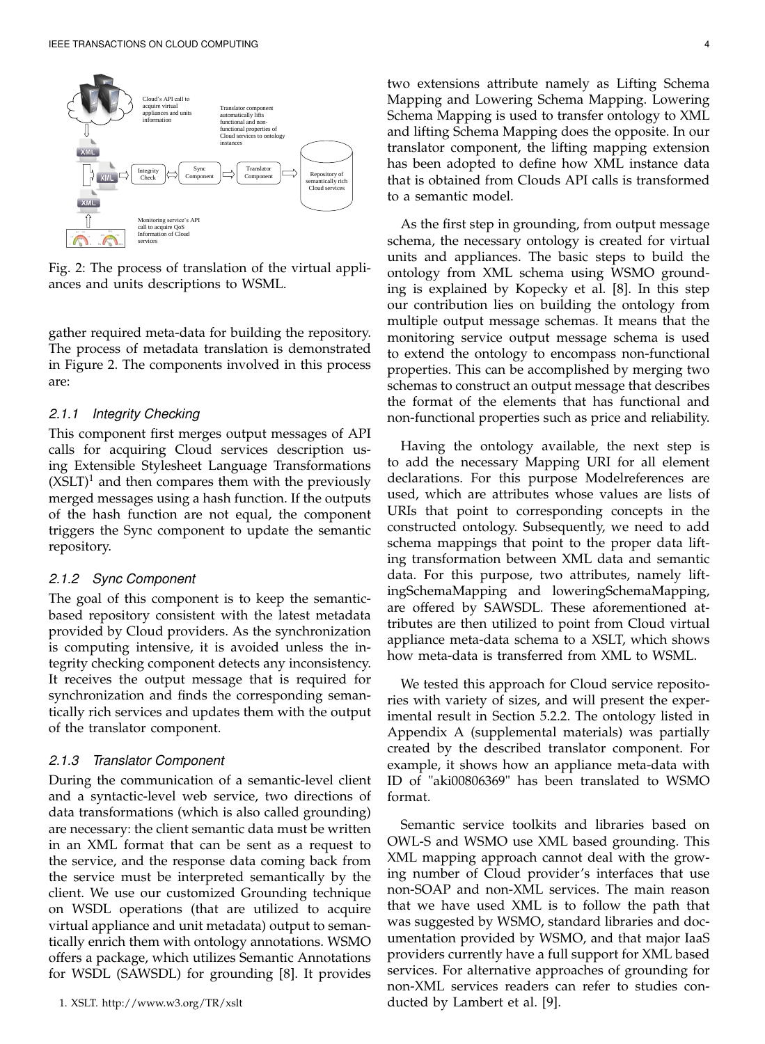Cloud's API call to acquire virtual appliances and units information

Translator component automatically lifts functional and non-functional properties of Cloud services to ontology instances

XML

Integrity Check

Sync Component

Translator Component

Repository of semantically rich Cloud services

Monitoring service's API call to acquire QoS Information of Cloud services

Fig. 2: The process of translation of the virtual appliances and units descriptions to WSML.

gather required meta-data for building the repository. The process of metadata translation is demonstrated in Figure 2. The components involved in this process are:

#### 2.1.1 Integrity Checking

This component first merges output messages of API calls for acquiring Cloud services description using Extensible Stylesheet Language Transformations (XSLT)[1] and then compares them with the previously merged messages using a hash function. If the outputs of the hash function are not equal, the component triggers the Sync component to update the semantic repository.

#### 2.1.2 Sync Component

The goal of this component is to keep the semantic-based repository consistent with the latest metadata provided by Cloud providers. As the synchronization is computing intensive, it is avoided unless the integrity checking component detects any inconsistency. It receives the output message that is required for synchronization and finds the corresponding semantically rich services and updates them with the output of the translator component.

#### 2.1.3 Translator Component

During the communication of a semantic-level client and a syntactic-level web service, two directions of data transformations (which is also called grounding) are necessary: the client semantic data must be written in an XML format that can be sent as a request to the service, and the response data coming back from the service must be interpreted semantically by the client. We use our customized Grounding technique on WSDL operations (that are utilized to acquire virtual appliance and unit metadata) output to semantically enrich them with ontology annotations. WSMO offers a package, which utilizes Semantic Annotations for WSDL (SAWSDL) for grounding [8]. It provides two extensions attribute namely as Lifting Schema Mapping and Lowering Schema Mapping. Lowering Schema Mapping is used to transfer ontology to XML and lifting Schema Mapping does the opposite. In our translator component, the lifting mapping extension has been adopted to define how XML instance data that is obtained from Clouds API calls is transformed to a semantic model.

As the first step in grounding, from output message schema, the necessary ontology is created for virtual units and appliances. The basic steps to build the ontology from XML schema using WSMO grounding is explained by Kopecky et al. [8]. In this step our contribution lies on building the ontology from multiple output message schemas. It means that the monitoring service output message schema is used to extend the ontology to encompass non-functional properties. This can be accomplished by merging two schemas to construct an output message that describes the format of the elements that has functional and non-functional properties such as price and reliability.

Having the ontology available, the next step is to add the necessary Mapping URI for all element declarations. For this purpose Modelreferences are used, which are attributes whose values are lists of URIs that point to corresponding concepts in the constructed ontology. Subsequently, we need to add schema mappings that point to the proper data lifting transformation between XML data and semantic data. For this purpose, two attributes, namely liftingSchemaMapping and loweringSchemaMapping, are offered by SAWSDL. These aforementioned attributes are then utilized to point from Cloud virtual appliance meta-data schema to a XSLT, which shows how meta-data is transferred from XML to WSML.

We tested this approach for Cloud service repositories with variety of sizes, and will present the experimental result in Section 5.2.2. The ontology listed in Appendix A (supplemental materials) was partially created by the described translator component. For example, it shows how an appliance meta-data with ID of "aki00806369" has been translated to WSMO format.

Semantic service toolkits and libraries based on OWL-S and WSMO use XML based grounding. This XML mapping approach cannot deal with the growing number of Cloud provider's interfaces that use non-SOAP and non-XML services. The main reason that we have used XML is to follow the path that was suggested by WSMO, standard libraries and documentation provided by WSMO, and that major IaaS providers currently have a full support for XML based services. For alternative approaches of grounding for non-XML services readers can refer to studies conducted by Lambert et al. [9].

1. XSLT. http://www.w3.org/TR/xslt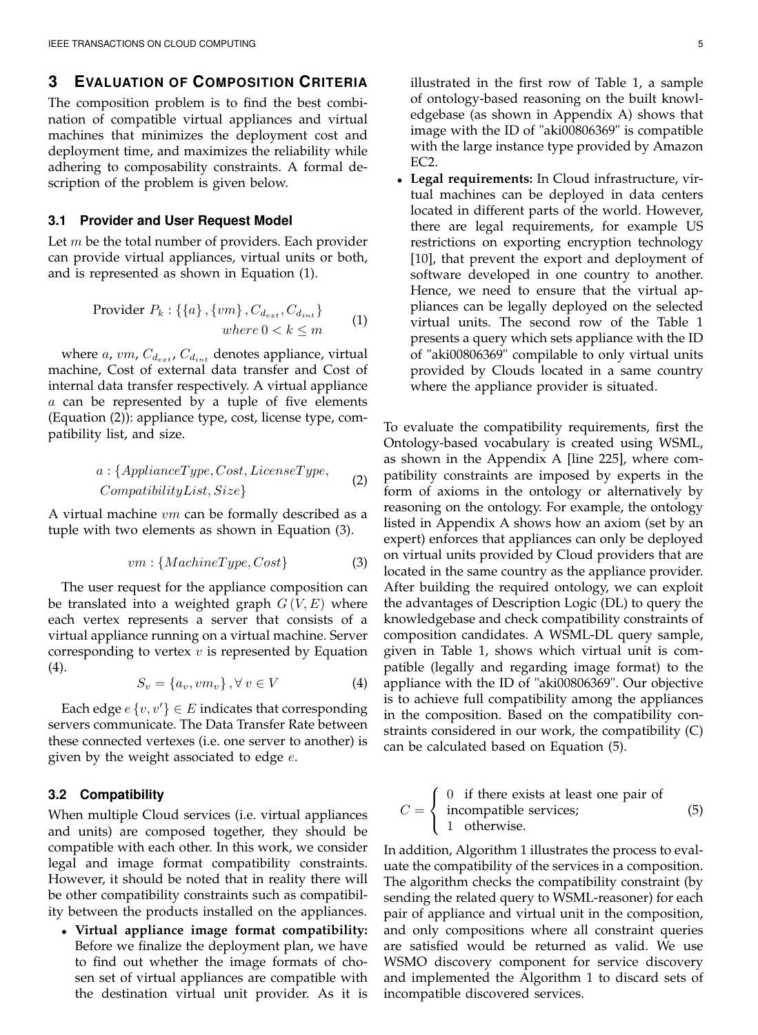## 3 Evaluation of Composition Criteria

The composition problem is to find the best combination of compatible virtual appliances and virtual machines that minimizes the deployment cost and deployment time, and maximizes the reliability while adhering to composability constraints. A formal description of the problem is given below.

### 3.1 Provider and User Request Model

Let $m$ be the total number of providers. Each provider can provide virtual appliances, virtual units or both, and is represented as shown in Equation (1).

$$\text{Provider } P_k : \{\{a\}, \{vm\}, C_{d_{ext}}, C_{d_{int}}\} \quad where\ 0 < k \leq m \tag{1}$$

where $a$, $vm$, $C_{d_{ext}}$, $C_{d_{int}}$ denotes appliance, virtual machine, Cost of external data transfer and Cost of internal data transfer respectively. A virtual appliance $a$ can be represented by a tuple of five elements (Equation (2)): appliance type, cost, license type, compatibility list, and size.

$$a : \{ApplianceType, Cost, LicenseType, CompatibilityList, Size\} \tag{2}$$

A virtual machine $vm$ can be formally described as a tuple with two elements as shown in Equation (3).

$$vm : \{MachineType, Cost\} \tag{3}$$

The user request for the appliance composition can be translated into a weighted graph $G(V, E)$ where each vertex represents a server that consists of a virtual appliance running on a virtual machine. Server corresponding to vertex $v$ is represented by Equation (4).

$$S_v = \{a_v, vm_v\}, \forall v \in V \tag{4}$$

Each edge $e\{v, v'\} \in E$ indicates that corresponding servers communicate. The Data Transfer Rate between these connected vertexes (i.e. one server to another) is given by the weight associated to edge $e$.

### 3.2 Compatibility

When multiple Cloud services (i.e. virtual appliances and units) are composed together, they should be compatible with each other. In this work, we consider legal and image format compatibility constraints. However, it should be noted that in reality there will be other compatibility constraints such as compatibility between the products installed on the appliances.

- **Virtual appliance image format compatibility:** Before we finalize the deployment plan, we have to find out whether the image formats of chosen set of virtual appliances are compatible with the destination virtual unit provider. As it is illustrated in the first row of Table 1, a sample of ontology-based reasoning on the built knowledgebase (as shown in Appendix A) shows that image with the ID of "aki00806369" is compatible with the large instance type provided by Amazon EC2.
- **Legal requirements:** In Cloud infrastructure, virtual machines can be deployed in data centers located in different parts of the world. However, there are legal requirements, for example US restrictions on exporting encryption technology [10], that prevent the export and deployment of software developed in one country to another. Hence, we need to ensure that the virtual appliances can be legally deployed on the selected virtual units. The second row of the Table 1 presents a query which sets appliance with the ID of "aki00806369" compilable to only virtual units provided by Clouds located in a same country where the appliance provider is situated.

To evaluate the compatibility requirements, first the Ontology-based vocabulary is created using WSML, as shown in the Appendix A [line 225], where compatibility constraints are imposed by experts in the form of axioms in the ontology or alternatively by reasoning on the ontology. For example, the ontology listed in Appendix A shows how an axiom (set by an expert) enforces that appliances can only be deployed on virtual units provided by Cloud providers that are located in the same country as the appliance provider. After building the required ontology, we can exploit the advantages of Description Logic (DL) to query the knowledgebase and check compatibility constraints of composition candidates. A WSML-DL query sample, given in Table 1, shows which virtual unit is compatible (legally and regarding image format) to the appliance with the ID of "aki00806369". Our objective is to achieve full compatibility among the appliances in the composition. Based on the compatibility constraints considered in our work, the compatibility (C) can be calculated based on Equation (5).

$$C = \begin{cases} 0 & \text{if there exists at least one pair of incompatible services;} \\ 1 & \text{otherwise.} \end{cases} \tag{5}$$

In addition, Algorithm 1 illustrates the process to evaluate the compatibility of the services in a composition. The algorithm checks the compatibility constraint (by sending the related query to WSML-reasoner) for each pair of appliance and virtual unit in the composition, and only compositions where all constraint queries are satisfied would be returned as valid. We use WSMO discovery component for service discovery and implemented the Algorithm 1 to discard sets of incompatible discovered services.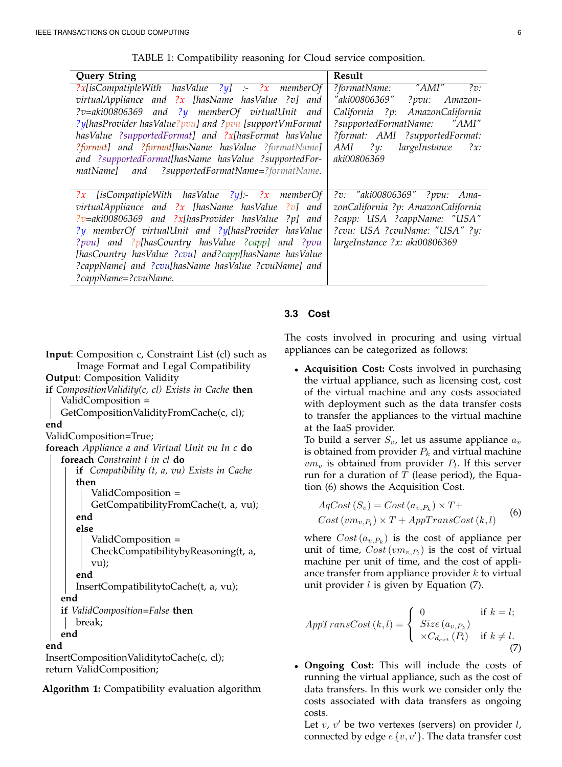TABLE 1: Compatibility reasoning for Cloud service composition.

| Query String | Result |
|---|---|
| *?x[isCompatipleWith hasValue ?y] :- ?x memberOf virtualAppliance and ?x [hasName hasValue ?v] and ?v=aki00806369 and ?y memberOf virtualUnit and ?y[hasProvider hasValue?pvu] and ?pvu [supportVmFormat hasValue ?supportedFormat] and ?x[hasFormat hasValue ?format] and ?format[hasName hasValue ?formatName] and ?supportedFormat[hasName hasValue ?supportedFormatName] and ?supportedFormatName=?formatName.* | *?formatName: "AMI" ?v: "aki00806369" ?pvu: AmazonCalifornia ?p: AmazonCalifornia ?supportedFormatName: "AMI" ?format: AMI ?supportedFormat: AMI ?y: largeInstance ?x: aki00806369* |
| *?x [isCompatipleWith hasValue ?y]:- ?x memberOf virtualAppliance and ?x [hasName hasValue ?v] and ?v=aki00806369 and ?x[hasProvider hasValue ?p] and ?y memberOf virtualUnit and ?y[hasProvider hasValue ?pvu] and ?p[hasCountry hasValue ?capp] and ?pvu [hasCountry hasValue ?cvu] and?capp[hasName hasValue ?cappName] and ?cvu[hasName hasValue ?cvuName] and ?cappName=?cvuName.* | *?v: "aki00806369" ?pvu: AmazonCalifornia ?p: AmazonCalifornia ?capp: USA ?cappName: "USA" ?cvu: USA ?cvuName: "USA" ?y: largeInstance ?x: aki00806369* |

```
Input: Composition c, Constraint List (cl) such as
       Image Format and Legal Compatibility
Output: Composition Validity
if CompositionValidity(c, cl) Exists in Cache then
    ValidComposition =
    GetCompositionValidityFromCache(c, cl);
end
ValidComposition=True;
foreach Appliance a and Virtual Unit vu In c do
    foreach Constraint t in cl do
        if Compatibility (t, a, vu) Exists in Cache
        then
            ValidComposition =
            GetCompatibilityFromCache(t, a, vu);
        end
        else
            ValidComposition =
            CheckCompatibilitybyReasoning(t, a,
            vu);
        end
        InsertCompatibilitytoCache(t, a, vu);
    end
    if ValidComposition=False then
        break;
    end
end
InsertCompositionValiditytoCache(c, cl);
return ValidComposition;
```

**Algorithm 1:** Compatibility evaluation algorithm

### 3.3 Cost

The costs involved in procuring and using virtual appliances can be categorized as follows:

- **Acquisition Cost:** Costs involved in purchasing the virtual appliance, such as licensing cost, cost of the virtual machine and any costs associated with deployment such as the data transfer costs to transfer the appliances to the virtual machine at the IaaS provider.
  To build a server $S_v$, let us assume appliance $a_v$ is obtained from provider $P_k$ and virtual machine $vm_v$ is obtained from provider $P_l$. If this server run for a duration of $T$ (lease period), the Equation (6) shows the Acquisition Cost.

$$AqCost\left(S_v\right) = Cost\left(a_{v,P_k}\right) \times T + Cost\left(vm_{v,P_l}\right) \times T + AppTransCost\left(k,l\right) \tag{6}$$

  where $Cost\left(a_{v,P_k}\right)$ is the cost of appliance per unit of time, $Cost\left(vm_{v,P_l}\right)$ is the cost of virtual machine per unit of time, and the cost of appliance transfer from appliance provider $k$ to virtual unit provider $l$ is given by Equation (7).

$$AppTransCost\left(k,l\right) = \begin{cases} 0 & \text{if } k = l; \\ Size\left(a_{v,P_k}\right) \times C_{d_{ext}}\left(P_l\right) & \text{if } k \neq l. \end{cases} \tag{7}$$

- **Ongoing Cost:** This will include the costs of running the virtual appliance, such as the cost of data transfers. In this work we consider only the costs associated with data transfers as ongoing costs.
  Let $v$, $v'$ be two vertexes (servers) on provider $l$, connected by edge $e\{v, v'\}$. The data transfer cost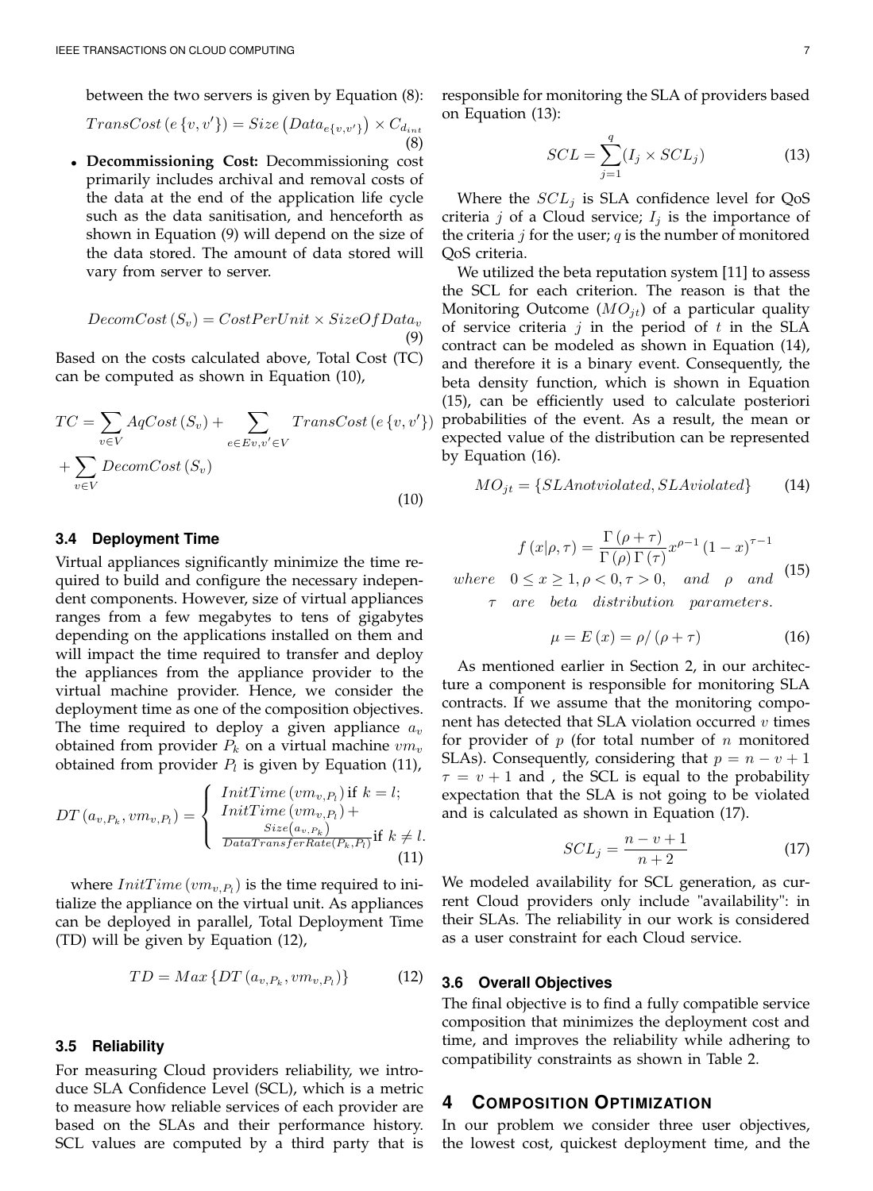between the two servers is given by Equation (8):

$$TransCost\left(e\left\{v,v'\right\}\right) = Size\left(Data_{e\{v,v'\}}\right) \times C_{d_{int}} \tag{8}$$

- **Decommissioning Cost:** Decommissioning cost primarily includes archival and removal costs of the data at the end of the application life cycle such as the data sanitisation, and henceforth as shown in Equation (9) will depend on the size of the data stored. The amount of data stored will vary from server to server.

$$DecomCost\left(S_v\right) = CostPerUnit \times SizeOfData_v \tag{9}$$

Based on the costs calculated above, Total Cost (TC) can be computed as shown in Equation (10),

$$TC = \sum_{v \in V} AqCost\left(S_v\right) + \sum_{e \in Ev, v' \in V} TransCost\left(e\left\{v,v'\right\}\right) + \sum_{v \in V} DecomCost\left(S_v\right) \tag{10}$$

### 3.4 Deployment Time

Virtual appliances significantly minimize the time required to build and configure the necessary independent components. However, size of virtual appliances ranges from a few megabytes to tens of gigabytes depending on the applications installed on them and will impact the time required to transfer and deploy the appliances from the appliance provider to the virtual machine provider. Hence, we consider the deployment time as one of the composition objectives. The time required to deploy a given appliance $a_v$ obtained from provider $P_k$ on a virtual machine $vm_v$ obtained from provider $P_l$ is given by Equation (11),

$$DT\left(a_{v,P_k}, vm_{v,P_l}\right) = \begin{cases} InitTime\left(vm_{v,P_l}\right) \text{if } k = l; \\ InitTime\left(vm_{v,P_l}\right) + \\ \frac{Size\left(a_{v,P_k}\right)}{DataTransferRate\left(P_k,P_l\right)} \text{if } k \neq l. \end{cases} \tag{11}$$

where $InitTime\left(vm_{v,P_l}\right)$ is the time required to initialize the appliance on the virtual unit. As appliances can be deployed in parallel, Total Deployment Time (TD) will be given by Equation (12),

$$TD = Max\left\{DT\left(a_{v,P_k}, vm_{v,P_l}\right)\right\} \tag{12}$$

### 3.5 Reliability

For measuring Cloud providers reliability, we introduce SLA Confidence Level (SCL), which is a metric to measure how reliable services of each provider are based on the SLAs and their performance history. SCL values are computed by a third party that is responsible for monitoring the SLA of providers based on Equation (13):

$$SCL = \sum_{j=1}^{q} (I_j \times SCL_j) \tag{13}$$

Where the $SCL_j$ is SLA confidence level for QoS criteria $j$ of a Cloud service; $I_j$ is the importance of the criteria $j$ for the user; $q$ is the number of monitored QoS criteria.

We utilized the beta reputation system [11] to assess the SCL for each criterion. The reason is that the Monitoring Outcome ($MO_{jt}$) of a particular quality of service criteria $j$ in the period of $t$ in the SLA contract can be modeled as shown in Equation (14), and therefore it is a binary event. Consequently, the beta density function, which is shown in Equation (15), can be efficiently used to calculate posteriori probabilities of the event. As a result, the mean or expected value of the distribution can be represented by Equation (16).

$$MO_{jt} = \{SLAnotviolated, SLAviolated\} \tag{14}$$

$$f\left(x|\rho,\tau\right) = \frac{\Gamma\left(\rho+\tau\right)}{\Gamma\left(\rho\right)\Gamma\left(\tau\right)} x^{\rho-1}\left(1-x\right)^{\tau-1}$$
$$where \quad 0 \leq x \geq 1, \rho < 0, \tau > 0, \quad and \quad \rho \quad and \quad \tau \quad are \quad beta \quad distribution \quad parameters. \tag{15}$$

$$\mu = E\left(x\right) = \rho/\left(\rho+\tau\right) \tag{16}$$

As mentioned earlier in Section 2, in our architecture a component is responsible for monitoring SLA contracts. If we assume that the monitoring component has detected that SLA violation occurred $v$ times for provider of $p$ (for total number of $n$ monitored SLAs). Consequently, considering that $p = n - v + 1$ $\tau = v + 1$ and , the SCL is equal to the probability expectation that the SLA is not going to be violated and is calculated as shown in Equation (17).

$$SCL_j = \frac{n-v+1}{n+2} \tag{17}$$

We modeled availability for SCL generation, as current Cloud providers only include "availability": in their SLAs. The reliability in our work is considered as a user constraint for each Cloud service.

### 3.6 Overall Objectives

The final objective is to find a fully compatible service composition that minimizes the deployment cost and time, and improves the reliability while adhering to compatibility constraints as shown in Table 2.

## 4 Composition Optimization

In our problem we consider three user objectives, the lowest cost, quickest deployment time, and the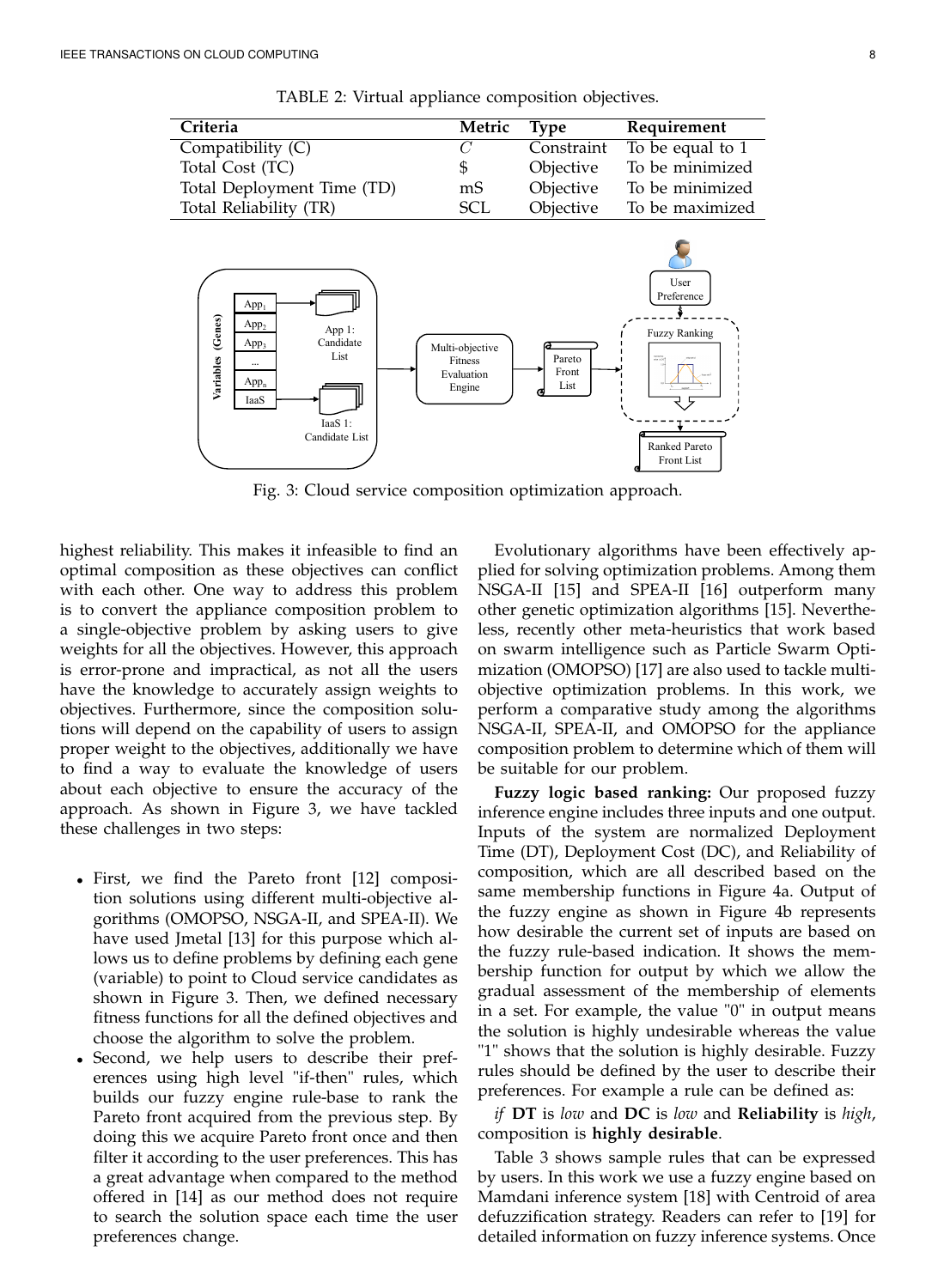TABLE 2: Virtual appliance composition objectives.

| Criteria | Metric | Type | Requirement |
|---|---|---|---|
| Compatibility (C) | $C$ | Constraint | To be equal to 1 |
| Total Cost (TC) | $ | Objective | To be minimized |
| Total Deployment Time (TD) | mS | Objective | To be minimized |
| Total Reliability (TR) | SCL | Objective | To be maximized |

Fig. 3: Cloud service composition optimization approach.

highest reliability. This makes it infeasible to find an optimal composition as these objectives can conflict with each other. One way to address this problem is to convert the appliance composition problem to a single-objective problem by asking users to give weights for all the objectives. However, this approach is error-prone and impractical, as not all the users have the knowledge to accurately assign weights to objectives. Furthermore, since the composition solutions will depend on the capability of users to assign proper weight to the objectives, additionally we have to find a way to evaluate the knowledge of users about each objective to ensure the accuracy of the approach. As shown in Figure 3, we have tackled these challenges in two steps:

- First, we find the Pareto front [12] composition solutions using different multi-objective algorithms (OMOPSO, NSGA-II, and SPEA-II). We have used Jmetal [13] for this purpose which allows us to define problems by defining each gene (variable) to point to Cloud service candidates as shown in Figure 3. Then, we defined necessary fitness functions for all the defined objectives and choose the algorithm to solve the problem.
- Second, we help users to describe their preferences using high level "if-then" rules, which builds our fuzzy engine rule-base to rank the Pareto front acquired from the previous step. By doing this we acquire Pareto front once and then filter it according to the user preferences. This has a great advantage when compared to the method offered in [14] as our method does not require to search the solution space each time the user preferences change.

Evolutionary algorithms have been effectively applied for solving optimization problems. Among them NSGA-II [15] and SPEA-II [16] outperform many other genetic optimization algorithms [15]. Nevertheless, recently other meta-heuristics that work based on swarm intelligence such as Particle Swarm Optimization (OMOPSO) [17] are also used to tackle multi-objective optimization problems. In this work, we perform a comparative study among the algorithms NSGA-II, SPEA-II, and OMOPSO for the appliance composition problem to determine which of them will be suitable for our problem.

**Fuzzy logic based ranking:** Our proposed fuzzy inference engine includes three inputs and one output. Inputs of the system are normalized Deployment Time (DT), Deployment Cost (DC), and Reliability of composition, which are all described based on the same membership functions in Figure 4a. Output of the fuzzy engine as shown in Figure 4b represents how desirable the current set of inputs are based on the fuzzy rule-based indication. It shows the membership function for output by which we allow the gradual assessment of the membership of elements in a set. For example, the value "0" in output means the solution is highly undesirable whereas the value "1" shows that the solution is highly desirable. Fuzzy rules should be defined by the user to describe their preferences. For example a rule can be defined as:

*if* **DT** is *low* and **DC** is *low* and **Reliability** is *high*, composition is **highly desirable**.

Table 3 shows sample rules that can be expressed by users. In this work we use a fuzzy engine based on Mamdani inference system [18] with Centroid of area defuzzification strategy. Readers can refer to [19] for detailed information on fuzzy inference systems. Once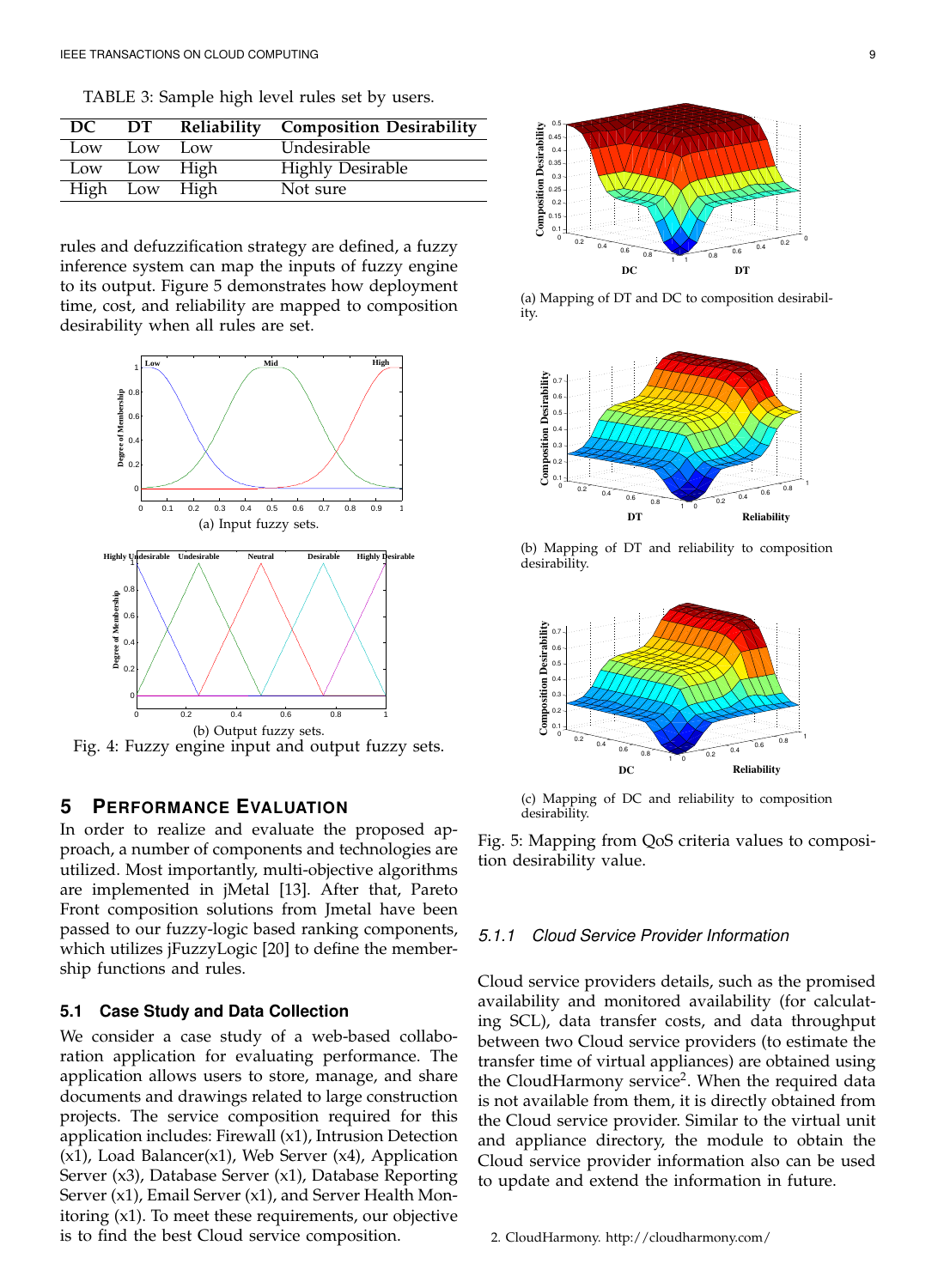TABLE 3: Sample high level rules set by users.

| DC | DT | Reliability | Composition Desirability |
|---|---|---|---|
| Low | Low | Low | Undesirable |
| Low | Low | High | Highly Desirable |
| High | Low | High | Not sure |

rules and defuzzification strategy are defined, a fuzzy inference system can map the inputs of fuzzy engine to its output. Figure 5 demonstrates how deployment time, cost, and reliability are mapped to composition desirability when all rules are set.

(a) Input fuzzy sets.

(b) Output fuzzy sets.

Fig. 4: Fuzzy engine input and output fuzzy sets.

## 5 PERFORMANCE EVALUATION

In order to realize and evaluate the proposed approach, a number of components and technologies are utilized. Most importantly, multi-objective algorithms are implemented in jMetal [13]. After that, Pareto Front composition solutions from Jmetal have been passed to our fuzzy-logic based ranking components, which utilizes jFuzzyLogic [20] to define the membership functions and rules.

### 5.1 Case Study and Data Collection

We consider a case study of a web-based collaboration application for evaluating performance. The application allows users to store, manage, and share documents and drawings related to large construction projects. The service composition required for this application includes: Firewall (x1), Intrusion Detection (x1), Load Balancer(x1), Web Server (x4), Application Server (x3), Database Server (x1), Database Reporting Server (x1), Email Server (x1), and Server Health Monitoring (x1). To meet these requirements, our objective is to find the best Cloud service composition.

(a) Mapping of DT and DC to composition desirability.

(b) Mapping of DT and reliability to composition desirability.

(c) Mapping of DC and reliability to composition desirability.

Fig. 5: Mapping from QoS criteria values to composition desirability value.

#### 5.1.1 Cloud Service Provider Information

Cloud service providers details, such as the promised availability and monitored availability (for calculating SCL), data transfer costs, and data throughput between two Cloud service providers (to estimate the transfer time of virtual appliances) are obtained using the CloudHarmony service[2]. When the required data is not available from them, it is directly obtained from the Cloud service provider. Similar to the virtual unit and appliance directory, the module to obtain the Cloud service provider information also can be used to update and extend the information in future.

2. CloudHarmony. http://cloudharmony.com/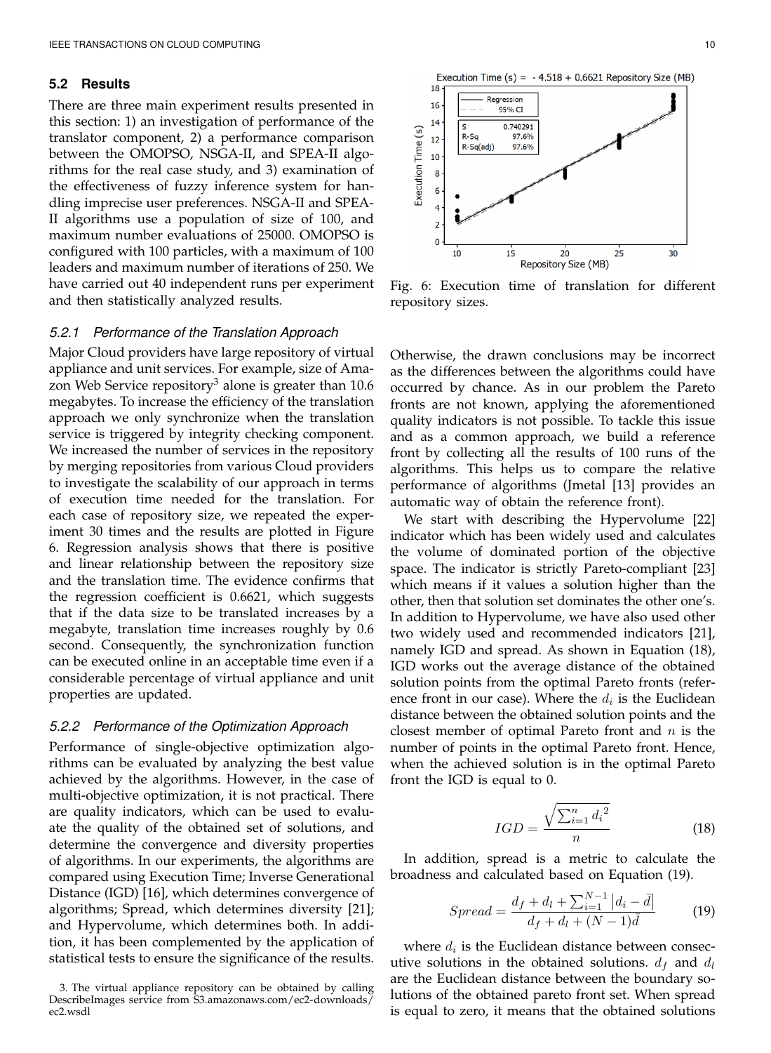### 5.2 Results

There are three main experiment results presented in this section: 1) an investigation of performance of the translator component, 2) a performance comparison between the OMOPSO, NSGA-II, and SPEA-II algorithms for the real case study, and 3) examination of the effectiveness of fuzzy inference system for handling imprecise user preferences. NSGA-II and SPEA-II algorithms use a population of size of 100, and maximum number evaluations of 25000. OMOPSO is configured with 100 particles, with a maximum of 100 leaders and maximum number of iterations of 250. We have carried out 40 independent runs per experiment and then statistically analyzed results.

#### 5.2.1 *Performance of the Translation Approach*

Major Cloud providers have large repository of virtual appliance and unit services. For example, size of Amazon Web Service repository[3] alone is greater than 10.6 megabytes. To increase the efficiency of the translation approach we only synchronize when the translation service is triggered by integrity checking component. We increased the number of services in the repository by merging repositories from various Cloud providers to investigate the scalability of our approach in terms of execution time needed for the translation. For each case of repository size, we repeated the experiment 30 times and the results are plotted in Figure 6. Regression analysis shows that there is positive and linear relationship between the repository size and the translation time. The evidence confirms that the regression coefficient is 0.6621, which suggests that if the data size to be translated increases by a megabyte, translation time increases roughly by 0.6 second. Consequently, the synchronization function can be executed online in an acceptable time even if a considerable percentage of virtual appliance and unit properties are updated.

Fig. 6: Execution time of translation for different repository sizes.

#### 5.2.2 *Performance of the Optimization Approach*

Performance of single-objective optimization algorithms can be evaluated by analyzing the best value achieved by the algorithms. However, in the case of multi-objective optimization, it is not practical. There are quality indicators, which can be used to evaluate the quality of the obtained set of solutions, and determine the convergence and diversity properties of algorithms. In our experiments, the algorithms are compared using Execution Time; Inverse Generational Distance (IGD) [16], which determines convergence of algorithms; Spread, which determines diversity [21]; and Hypervolume, which determines both. In addition, it has been complemented by the application of statistical tests to ensure the significance of the results. Otherwise, the drawn conclusions may be incorrect as the differences between the algorithms could have occurred by chance. As in our problem the Pareto fronts are not known, applying the aforementioned quality indicators is not possible. To tackle this issue and as a common approach, we build a reference front by collecting all the results of 100 runs of the algorithms. This helps us to compare the relative performance of algorithms (Jmetal [13] provides an automatic way of obtain the reference front).

We start with describing the Hypervolume [22] indicator which has been widely used and calculates the volume of dominated portion of the objective space. The indicator is strictly Pareto-compliant [23] which means if it values a solution higher than the other, then that solution set dominates the other one's. In addition to Hypervolume, we have also used other two widely used and recommended indicators [21], namely IGD and spread. As shown in Equation (18), IGD works out the average distance of the obtained solution points from the optimal Pareto fronts (reference front in our case). Where the $d_i$ is the Euclidean distance between the obtained solution points and the closest member of optimal Pareto front and $n$ is the number of points in the optimal Pareto front. Hence, when the achieved solution is in the optimal Pareto front the IGD is equal to 0.

$$IGD = \frac{\sqrt{\sum_{i=1}^{n} {d_i}^2}}{n} \tag{18}$$

In addition, spread is a metric to calculate the broadness and calculated based on Equation (19).

$$Spread = \frac{d_f + d_l + \sum_{i=1}^{N-1} \left| d_i - \bar{d} \right|}{d_f + d_l + (N-1)\bar{d}} \tag{19}$$

where $d_i$ is the Euclidean distance between consecutive solutions in the obtained solutions. $d_f$ and $d_l$ are the Euclidean distance between the boundary solutions of the obtained pareto front set. When spread is equal to zero, it means that the obtained solutions

3. The virtual appliance repository can be obtained by calling DescribeImages service from S3.amazonaws.com/ec2-downloads/ec2.wsdl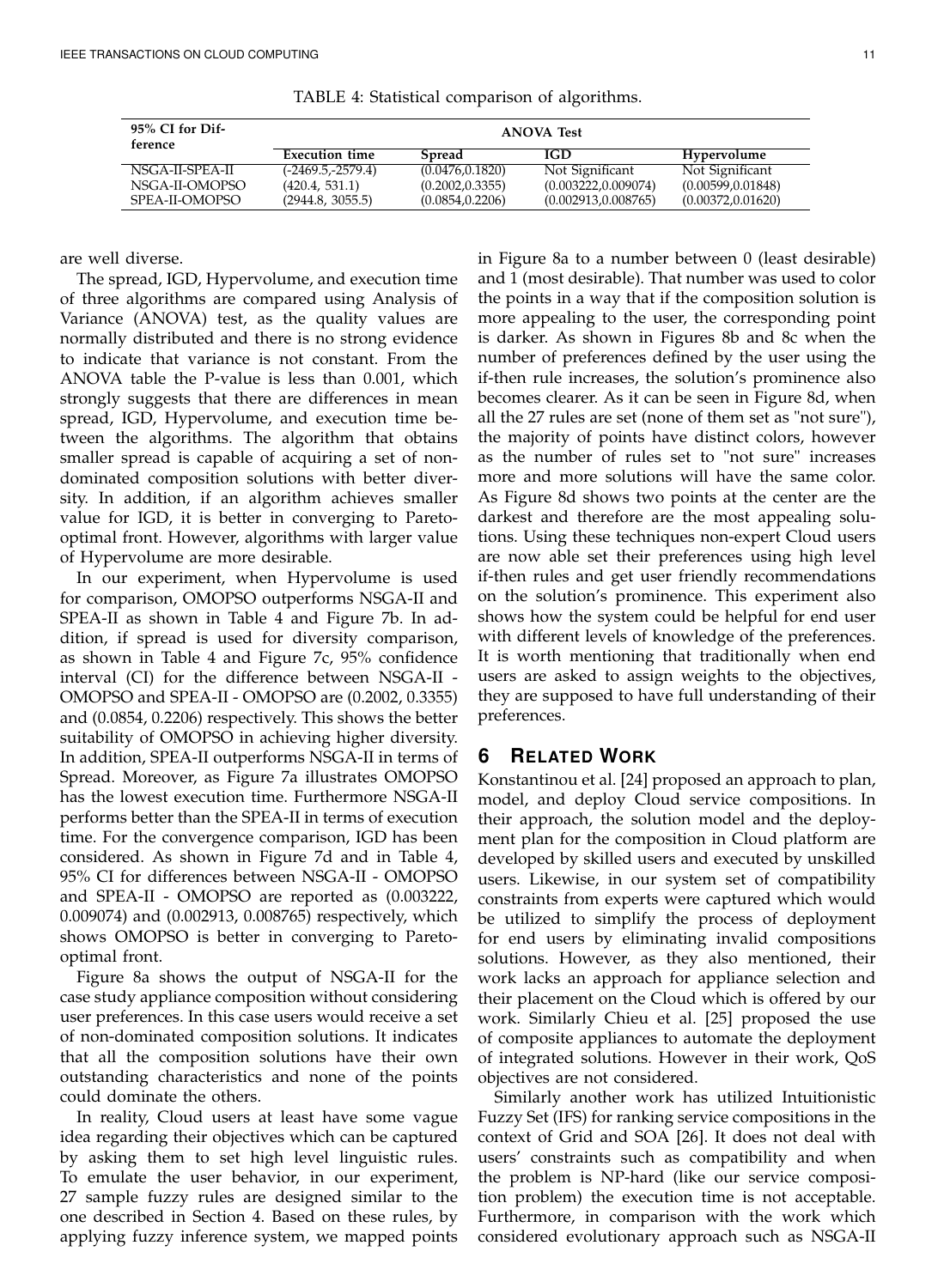TABLE 4: Statistical comparison of algorithms.

| 95% CI for Difference | ANOVA Test | | | |
|---|---|---|---|---|
| | **Execution time** | **Spread** | **IGD** | **Hypervolume** |
| NSGA-II-SPEA-II | (-2469.5,-2579.4) | (0.0476,0.1820) | Not Significant | Not Significant |
| NSGA-II-OMOPSO | (420.4, 531.1) | (0.2002,0.3355) | (0.003222,0.009074) | (0.00599,0.01848) |
| SPEA-II-OMOPSO | (2944.8, 3055.5) | (0.0854,0.2206) | (0.002913,0.008765) | (0.00372,0.01620) |

are well diverse.

The spread, IGD, Hypervolume, and execution time of three algorithms are compared using Analysis of Variance (ANOVA) test, as the quality values are normally distributed and there is no strong evidence to indicate that variance is not constant. From the ANOVA table the P-value is less than 0.001, which strongly suggests that there are differences in mean spread, IGD, Hypervolume, and execution time between the algorithms. The algorithm that obtains smaller spread is capable of acquiring a set of non-dominated composition solutions with better diversity. In addition, if an algorithm achieves smaller value for IGD, it is better in converging to Pareto-optimal front. However, algorithms with larger value of Hypervolume are more desirable.

In our experiment, when Hypervolume is used for comparison, OMOPSO outperforms NSGA-II and SPEA-II as shown in Table 4 and Figure 7b. In addition, if spread is used for diversity comparison, as shown in Table 4 and Figure 7c, 95% confidence interval (CI) for the difference between NSGA-II - OMOPSO and SPEA-II - OMOPSO are (0.2002, 0.3355) and (0.0854, 0.2206) respectively. This shows the better suitability of OMOPSO in achieving higher diversity. In addition, SPEA-II outperforms NSGA-II in terms of Spread. Moreover, as Figure 7a illustrates OMOPSO has the lowest execution time. Furthermore NSGA-II performs better than the SPEA-II in terms of execution time. For the convergence comparison, IGD has been considered. As shown in Figure 7d and in Table 4, 95% CI for differences between NSGA-II - OMOPSO and SPEA-II - OMOPSO are reported as (0.003222, 0.009074) and (0.002913, 0.008765) respectively, which shows OMOPSO is better in converging to Pareto-optimal front.

Figure 8a shows the output of NSGA-II for the case study appliance composition without considering user preferences. In this case users would receive a set of non-dominated composition solutions. It indicates that all the composition solutions have their own outstanding characteristics and none of the points could dominate the others.

In reality, Cloud users at least have some vague idea regarding their objectives which can be captured by asking them to set high level linguistic rules. To emulate the user behavior, in our experiment, 27 sample fuzzy rules are designed similar to the one described in Section 4. Based on these rules, by applying fuzzy inference system, we mapped points in Figure 8a to a number between 0 (least desirable) and 1 (most desirable). That number was used to color the points in a way that if the composition solution is more appealing to the user, the corresponding point is darker. As shown in Figures 8b and 8c when the number of preferences defined by the user using the if-then rule increases, the solution's prominence also becomes clearer. As it can be seen in Figure 8d, when all the 27 rules are set (none of them set as "not sure"), the majority of points have distinct colors, however as the number of rules set to "not sure" increases more and more solutions will have the same color. As Figure 8d shows two points at the center are the darkest and therefore are the most appealing solutions. Using these techniques non-expert Cloud users are now able set their preferences using high level if-then rules and get user friendly recommendations on the solution's prominence. This experiment also shows how the system could be helpful for end user with different levels of knowledge of the preferences. It is worth mentioning that traditionally when end users are asked to assign weights to the objectives, they are supposed to have full understanding of their preferences.

# 6 Related Work

Konstantinou et al. [24] proposed an approach to plan, model, and deploy Cloud service compositions. In their approach, the solution model and the deployment plan for the composition in Cloud platform are developed by skilled users and executed by unskilled users. Likewise, in our system set of compatibility constraints from experts were captured which would be utilized to simplify the process of deployment for end users by eliminating invalid compositions solutions. However, as they also mentioned, their work lacks an approach for appliance selection and their placement on the Cloud which is offered by our work. Similarly Chieu et al. [25] proposed the use of composite appliances to automate the deployment of integrated solutions. However in their work, QoS objectives are not considered.

Similarly another work has utilized Intuitionistic Fuzzy Set (IFS) for ranking service compositions in the context of Grid and SOA [26]. It does not deal with users' constraints such as compatibility and when the problem is NP-hard (like our service composition problem) the execution time is not acceptable. Furthermore, in comparison with the work which considered evolutionary approach such as NSGA-II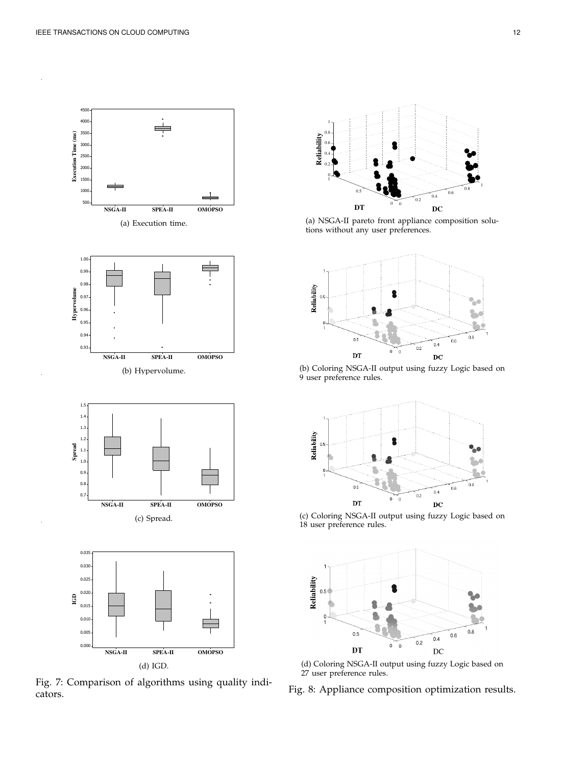(a) Execution time.

(b) Hypervolume.

(c) Spread.

(d) IGD.

Fig. 7: Comparison of algorithms using quality indicators.

(a) NSGA-II pareto front appliance composition solutions without any user preferences.

(b) Coloring NSGA-II output using fuzzy Logic based on 9 user preference rules.

(c) Coloring NSGA-II output using fuzzy Logic based on 18 user preference rules.

(d) Coloring NSGA-II output using fuzzy Logic based on 27 user preference rules.

Fig. 8: Appliance composition optimization results.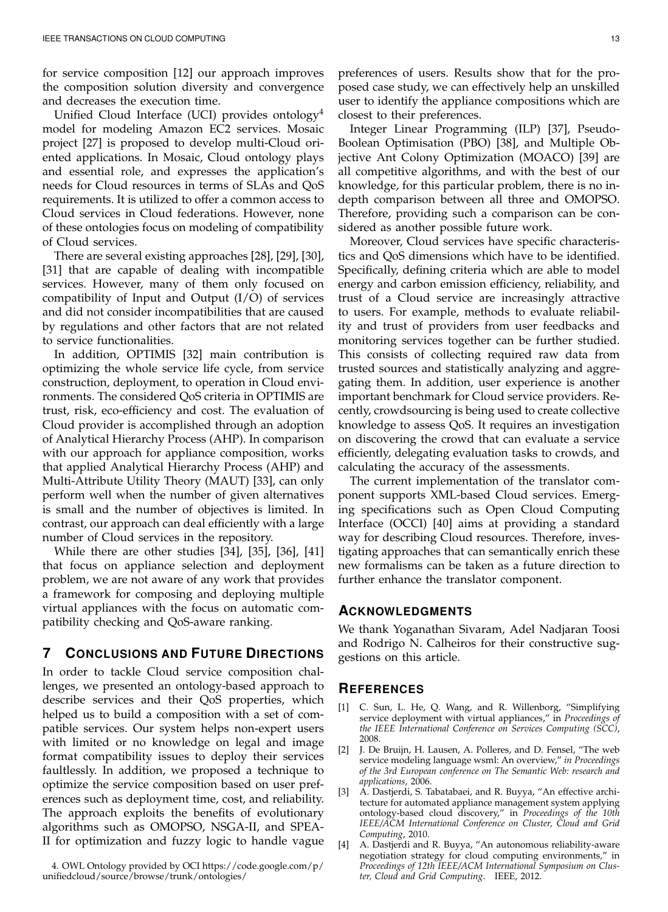for service composition [12] our approach improves the composition solution diversity and convergence and decreases the execution time.

Unified Cloud Interface (UCI) provides ontology[4] model for modeling Amazon EC2 services. Mosaic project [27] is proposed to develop multi-Cloud oriented applications. In Mosaic, Cloud ontology plays and essential role, and expresses the application's needs for Cloud resources in terms of SLAs and QoS requirements. It is utilized to offer a common access to Cloud services in Cloud federations. However, none of these ontologies focus on modeling of compatibility of Cloud services.

There are several existing approaches [28], [29], [30], [31] that are capable of dealing with incompatible services. However, many of them only focused on compatibility of Input and Output (I/O) of services and did not consider incompatibilities that are caused by regulations and other factors that are not related to service functionalities.

In addition, OPTIMIS [32] main contribution is optimizing the whole service life cycle, from service construction, deployment, to operation in Cloud environments. The considered QoS criteria in OPTIMIS are trust, risk, eco-efficiency and cost. The evaluation of Cloud provider is accomplished through an adoption of Analytical Hierarchy Process (AHP). In comparison with our approach for appliance composition, works that applied Analytical Hierarchy Process (AHP) and Multi-Attribute Utility Theory (MAUT) [33], can only perform well when the number of given alternatives is small and the number of objectives is limited. In contrast, our approach can deal efficiently with a large number of Cloud services in the repository.

While there are other studies [34], [35], [36], [41] that focus on appliance selection and deployment problem, we are not aware of any work that provides a framework for composing and deploying multiple virtual appliances with the focus on automatic compatibility checking and QoS-aware ranking.

## 7 Conclusions and Future Directions

In order to tackle Cloud service composition challenges, we presented an ontology-based approach to describe services and their QoS properties, which helped us to build a composition with a set of compatible services. Our system helps non-expert users with limited or no knowledge on legal and image format compatibility issues to deploy their services faultlessly. In addition, we proposed a technique to optimize the service composition based on user preferences such as deployment time, cost, and reliability. The approach exploits the benefits of evolutionary algorithms such as OMOPSO, NSGA-II, and SPEA-II for optimization and fuzzy logic to handle vague preferences of users. Results show that for the proposed case study, we can effectively help an unskilled user to identify the appliance compositions which are closest to their preferences.

Integer Linear Programming (ILP) [37], Pseudo-Boolean Optimisation (PBO) [38], and Multiple Objective Ant Colony Optimization (MOACO) [39] are all competitive algorithms, and with the best of our knowledge, for this particular problem, there is no in-depth comparison between all three and OMOPSO. Therefore, providing such a comparison can be considered as another possible future work.

Moreover, Cloud services have specific characteristics and QoS dimensions which have to be identified. Specifically, defining criteria which are able to model energy and carbon emission efficiency, reliability, and trust of a Cloud service are increasingly attractive to users. For example, methods to evaluate reliability and trust of providers from user feedbacks and monitoring services together can be further studied. This consists of collecting required raw data from trusted sources and statistically analyzing and aggregating them. In addition, user experience is another important benchmark for Cloud service providers. Recently, crowdsourcing is being used to create collective knowledge to assess QoS. It requires an investigation on discovering the crowd that can evaluate a service efficiently, delegating evaluation tasks to crowds, and calculating the accuracy of the assessments.

The current implementation of the translator component supports XML-based Cloud services. Emerging specifications such as Open Cloud Computing Interface (OCCI) [40] aims at providing a standard way for describing Cloud resources. Therefore, investigating approaches that can semantically enrich these new formalisms can be taken as a future direction to further enhance the translator component.

## Acknowledgments

We thank Yoganathan Sivaram, Adel Nadjaran Toosi and Rodrigo N. Calheiros for their constructive suggestions on this article.

## References

[1] C. Sun, L. He, Q. Wang, and R. Willenborg, "Simplifying service deployment with virtual appliances," in *Proceedings of the IEEE International Conference on Services Computing (SCC)*, 2008.

[2] J. De Bruijn, H. Lausen, A. Polleres, and D. Fensel, "The web service modeling language wsml: An overview," *in Proceedings of the 3rd European conference on The Semantic Web: research and applications*, 2006.

[3] A. Dastjerdi, S. Tabatabaei, and R. Buyya, "An effective architecture for automated appliance management system applying ontology-based cloud discovery," in *Proceedings of the 10th IEEE/ACM International Conference on Cluster, Cloud and Grid Computing*, 2010.

[4] A. Dastjerdi and R. Buyya, "An autonomous reliability-aware negotiation strategy for cloud computing environments," in *Proceedings of 12th IEEE/ACM International Symposium on Cluster, Cloud and Grid Computing.* IEEE, 2012.

---

4. OWL Ontology provided by OCI https://code.google.com/p/unifiedcloud/source/browse/trunk/ontologies/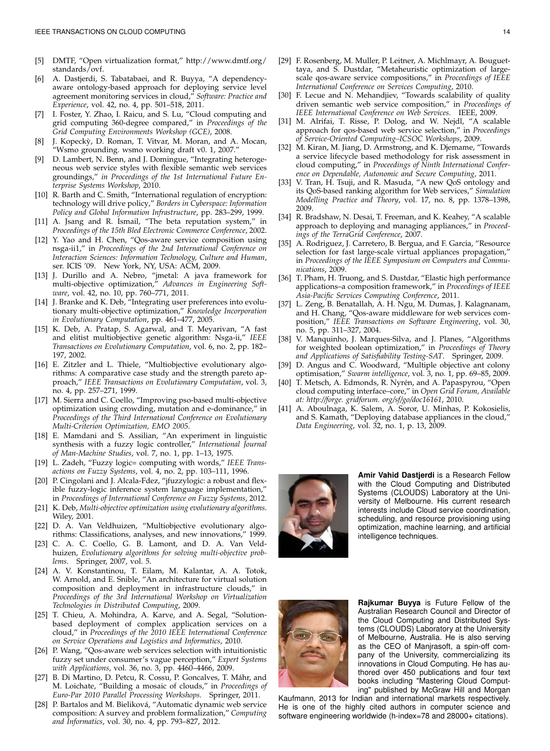[5] DMTF, "Open virtualization format," http://www.dmtf.org/standards/ovf.

[6] A. Dastjerdi, S. Tabatabaei, and R. Buyya, "A dependency-aware ontology-based approach for deploying service level agreement monitoring services in cloud," *Software: Practice and Experience*, vol. 42, no. 4, pp. 501–518, 2011.

[7] I. Foster, Y. Zhao, I. Raicu, and S. Lu, "Cloud computing and grid computing 360-degree compared," in *Proceedings of the Grid Computing Environments Workshop (GCE)*, 2008.

[8] J. Kopeckỳ, D. Roman, T. Vitvar, M. Moran, and A. Mocan, "Wsmo grounding. wsmo working draft v0. 1, 2007."

[9] D. Lambert, N. Benn, and J. Domingue, "Integrating heterogeneous web service styles with flexible semantic web services groundings," *in Proceedings of the 1st International Future Enterprise Systems Workshop*, 2010.

[10] R. Barth and C. Smith, "International regulation of encryption: technology will drive policy," *Borders in Cyberspace: Information Policy and Global Information Infrastructure*, pp. 283–299, 1999.

[11] A. Jsang and R. Ismail, "The beta reputation system," in *Proceedings of the 15th Bled Electronic Commerce Conference*, 2002.

[12] Y. Yao and H. Chen, "Qos-aware service composition using nsga-ii1," in *Proceedings of the 2nd International Conference on Interaction Sciences: Information Technology, Culture and Human*, ser. ICIS '09. New York, NY, USA: ACM, 2009.

[13] J. Durillo and A. Nebro, "jmetal: A java framework for multi-objective optimization," *Advances in Engineering Software*, vol. 42, no. 10, pp. 760–771, 2011.

[14] J. Branke and K. Deb, "Integrating user preferences into evolutionary multi-objective optimization," *Knowledge Incorporation in Evolutionary Computation*, pp. 461–477, 2005.

[15] K. Deb, A. Pratap, S. Agarwal, and T. Meyarivan, "A fast and elitist multiobjective genetic algorithm: Nsga-ii," *IEEE Transactions on Evolutionary Computation*, vol. 6, no. 2, pp. 182–197, 2002.

[16] E. Zitzler and L. Thiele, "Multiobjective evolutionary algorithms: A comparative case study and the strength pareto approach," *IEEE Transactions on Evolutionary Computation*, vol. 3, no. 4, pp. 257–271, 1999.

[17] M. Sierra and C. Coello, "Improving pso-based multi-objective optimization using crowding, mutation and e-dominance," in *Proceedings of the Third International Conference on Evolutionary Multi-Criterion Optimization, EMO 2005*.

[18] E. Mamdani and S. Assilian, "An experiment in linguistic synthesis with a fuzzy logic controller," *International Journal of Man-Machine Studies*, vol. 7, no. 1, pp. 1–13, 1975.

[19] L. Zadeh, "Fuzzy logic= computing with words," *IEEE Transactions on Fuzzy Systems*, vol. 4, no. 2, pp. 103–111, 1996.

[20] P. Cingolani and J. Alcala-Fdez, "jfuzzylogic: a robust and flexible fuzzy-logic inference system language implementation," in *Proceedings of International Conference on Fuzzy Systems*, 2012.

[21] K. Deb, *Multi-objective optimization using evolutionary algorithms*. Wiley, 2001.

[22] D. A. Van Veldhuizen, "Multiobjective evolutionary algorithms: Classifications, analyses, and new innovations," 1999.

[23] C. A. C. Coello, G. B. Lamont, and D. A. Van Veldhuizen, *Evolutionary algorithms for solving multi-objective problems*. Springer, 2007, vol. 5.

[24] A. V. Konstantinou, T. Eilam, M. Kalantar, A. A. Totok, W. Arnold, and E. Snible, "An architecture for virtual solution composition and deployment in infrastructure clouds," in *Proceedings of the 3rd International Workshop on Virtualization Technologies in Distributed Computing*, 2009.

[25] T. Chieu, A. Mohindra, A. Karve, and A. Segal, "Solution-based deployment of complex application services on a cloud," in *Proceedings of the 2010 IEEE International Conference on Service Operations and Logistics and Informatics*, 2010.

[26] P. Wang, "Qos-aware web services selection with intuitionistic fuzzy set under consumer's vague perception," *Expert Systems with Applications*, vol. 36, no. 3, pp. 4460–4466, 2009.

[27] B. Di Martino, D. Petcu, R. Cossu, P. Goncalves, T. Máhr, and M. Loichate, "Building a mosaic of clouds," in *Proceedings of Euro-Par 2010 Parallel Processing Workshops*. Springer, 2011.

[28] P. Bartalos and M. Bieliková, "Automatic dynamic web service composition: A survey and problem formalization," *Computing and Informatics*, vol. 30, no. 4, pp. 793–827, 2012.

[29] F. Rosenberg, M. Muller, P. Leitner, A. Michlmayr, A. Bouguettaya, and S. Dustdar, "Metaheuristic optimization of large-scale qos-aware service compositions," in *Proceedings of IEEE International Conference on Services Computing*, 2010.

[30] F. Lecue and N. Mehandjiev, "Towards scalability of quality driven semantic web service composition," in *Proceedings of IEEE International Conference on Web Services*. IEEE, 2009.

[31] M. Alrifai, T. Risse, P. Dolog, and W. Nejdl, "A scalable approach for qos-based web service selection," in *Proceedings of Service-Oriented Computing–ICSOC Workshops*, 2009.

[32] M. Kiran, M. Jiang, D. Armstrong, and K. Djemame, "Towards a service lifecycle based methodology for risk assessment in cloud computing," in *Proceedings of Ninth International Conference on Dependable, Autonomic and Secure Computing*, 2011.

[33] V. Tran, H. Tsuji, and R. Masuda, "A new QoS ontology and its QoS-based ranking algorithm for Web services," *Simulation Modelling Practice and Theory*, vol. 17, no. 8, pp. 1378–1398, 2009.

[34] R. Bradshaw, N. Desai, T. Freeman, and K. Keahey, "A scalable approach to deploying and managing appliances," in *Proceedings of the TerraGrid Conference*, 2007.

[35] A. Rodriguez, J. Carretero, B. Bergua, and F. Garcia, "Resource selection for fast large-scale virtual appliances propagation," in *Proceedings of the IEEE Symposium on Computers and Communications*, 2009.

[36] T. Pham, H. Truong, and S. Dustdar, "Elastic high performance applications–a composition framework," in *Proceedings of IEEE Asia-Pacific Services Computing Conference*, 2011.

[37] L. Zeng, B. Benatallah, A. H. Ngu, M. Dumas, J. Kalagnanam, and H. Chang, "Qos-aware middleware for web services composition," *IEEE Transactions on Software Engineering*, vol. 30, no. 5, pp. 311–327, 2004.

[38] V. Manquinho, J. Marques-Silva, and J. Planes, "Algorithms for weighted boolean optimization," in *Proceedings of Theory and Applications of Satisfiability Testing-SAT*. Springer, 2009.

[39] D. Angus and C. Woodward, "Multiple objective ant colony optimisation," *Swarm intelligence*, vol. 3, no. 1, pp. 69–85, 2009.

[40] T. Metsch, A. Edmonds, R. Nyrén, and A. Papaspyrou, "Open cloud computing interface–core," in *Open Grid Forum, Available at: http://forge. gridforum. org/sf/go/doc16161*, 2010.

[41] A. Aboulnaga, K. Salem, A. Soror, U. Minhas, P. Kokosielis, and S. Kamath, "Deploying database appliances in the cloud," *Data Engineering*, vol. 32, no. 1, p. 13, 2009.

**Amir Vahid Dastjerdi** is a Research Fellow with the Cloud Computing and Distributed Systems (CLOUDS) Laboratory at the University of Melbourne. His current research interests include Cloud service coordination, scheduling, and resource provisioning using optimization, machine learning, and artificial intelligence techniques.

**Rajkumar Buyya** is Future Fellow of the Australian Research Council and Director of the Cloud Computing and Distributed Systems (CLOUDS) Laboratory at the University of Melbourne, Australia. He is also serving as the CEO of Manjrasoft, a spin-off company of the University, commercializing its innovations in Cloud Computing. He has authored over 450 publications and four text books including "Mastering Cloud Computing" published by McGraw Hill and Morgan Kaufmann, 2013 for Indian and international markets respectively. He is one of the highly cited authors in computer science and software engineering worldwide (h-index=78 and 28000+ citations).